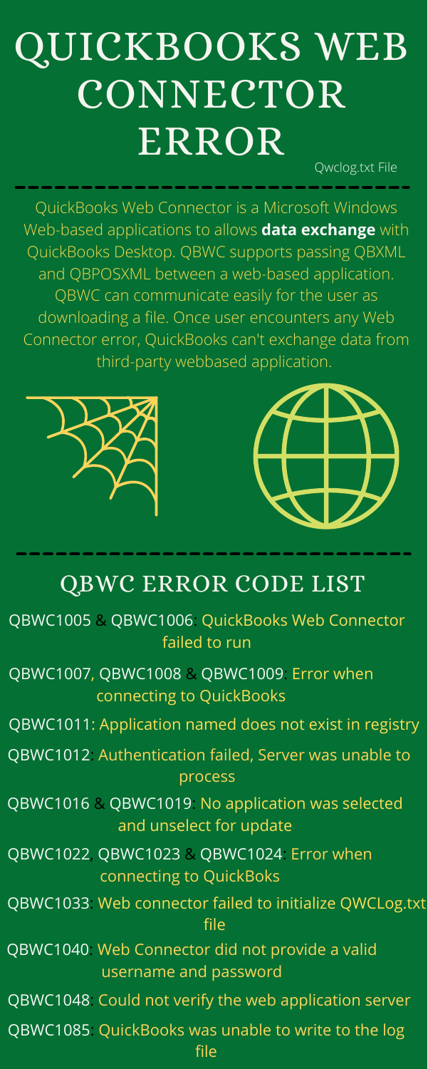# QUICKBOOKS WEB CONNECTOR ERROR

Qwclog.txt File

QuickBooks Web Connector is a Microsoft Windows Web-based applications to allows **data exchange** with QuickBooks Desktop. QBWC supports passing QBXML and QBPOSXML between a web-based application. QBWC can communicate easily for the user as downloading a file. Once user encounters any Web Connector error, QuickBooks can't exchange data from third-party webbased application.

## QBWC ERROR CODE LIST

QBWC1005 & QBWC1006: QuickBooks Web Connector failed to run

QBWC1007, QBWC1008 & QBWC1009: Error when connecting to QuickBooks

QBWC1011: Application named does not exist in registry

QBWC1012: Authentication failed, Server was unable to process

QBWC1016 & QBWC1019: No application was selected and unselect for update

QBWC1022, QBWC1023 & QBWC1024: Error when connecting to QuickBoks

QBWC1033: Web connector failed to initialize QWCLog.txt file

QBWC1040: Web Connector did not provide a valid username and password

QBWC1048: Could not verify the web application server

QBWC1085: QuickBooks was unable to write to the log file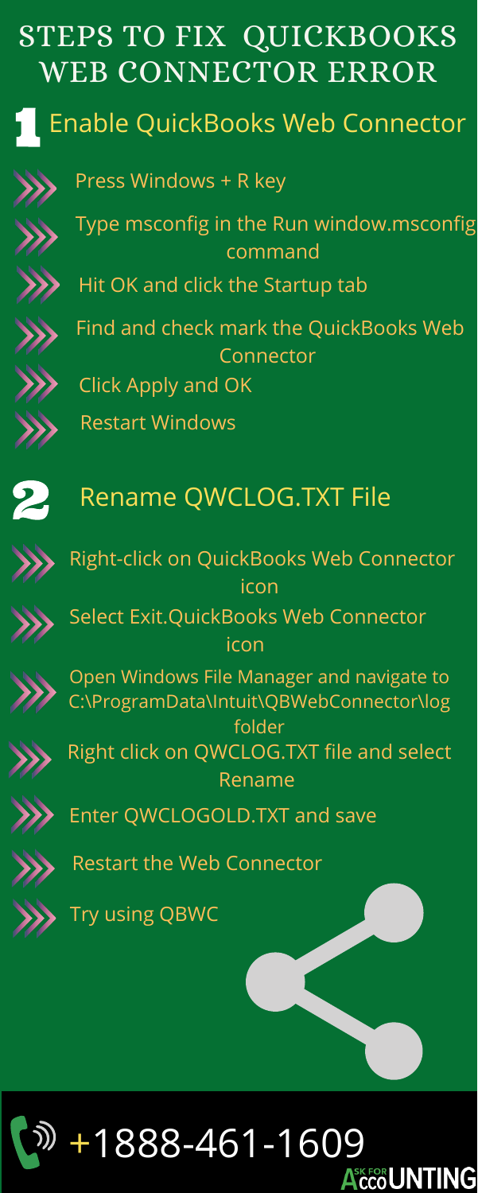# STEPS TO FIX QUICKBOOKS WEB CONNECTOR ERROR

## 1 Enable QuickBooks Web Connector

- Press Windows + R key
- Type msconfig in the Run window.msconfig command
- Hit OK and click the Startup tab
- Find and check mark the QuickBooks Web Connector
- Click Apply and OK
- Restart Windows

## 2 Rename QWCLOG.TXT File

- Right-click on QuickBooks Web Connector icon
- Select Exit.QuickBooks Web Connector icon
- Open Windows File Manager and navigate to C:\ProgramData\Intuit\QBWebConnector\log folder
- Right click on QWCLOG.TXT file and select Rename
- Enter QWCLOGOLD.TXT and save
- Restart the Web Connector
- Try using QBWC

+1888-461-1609

ASK FOR ACCOUNTING